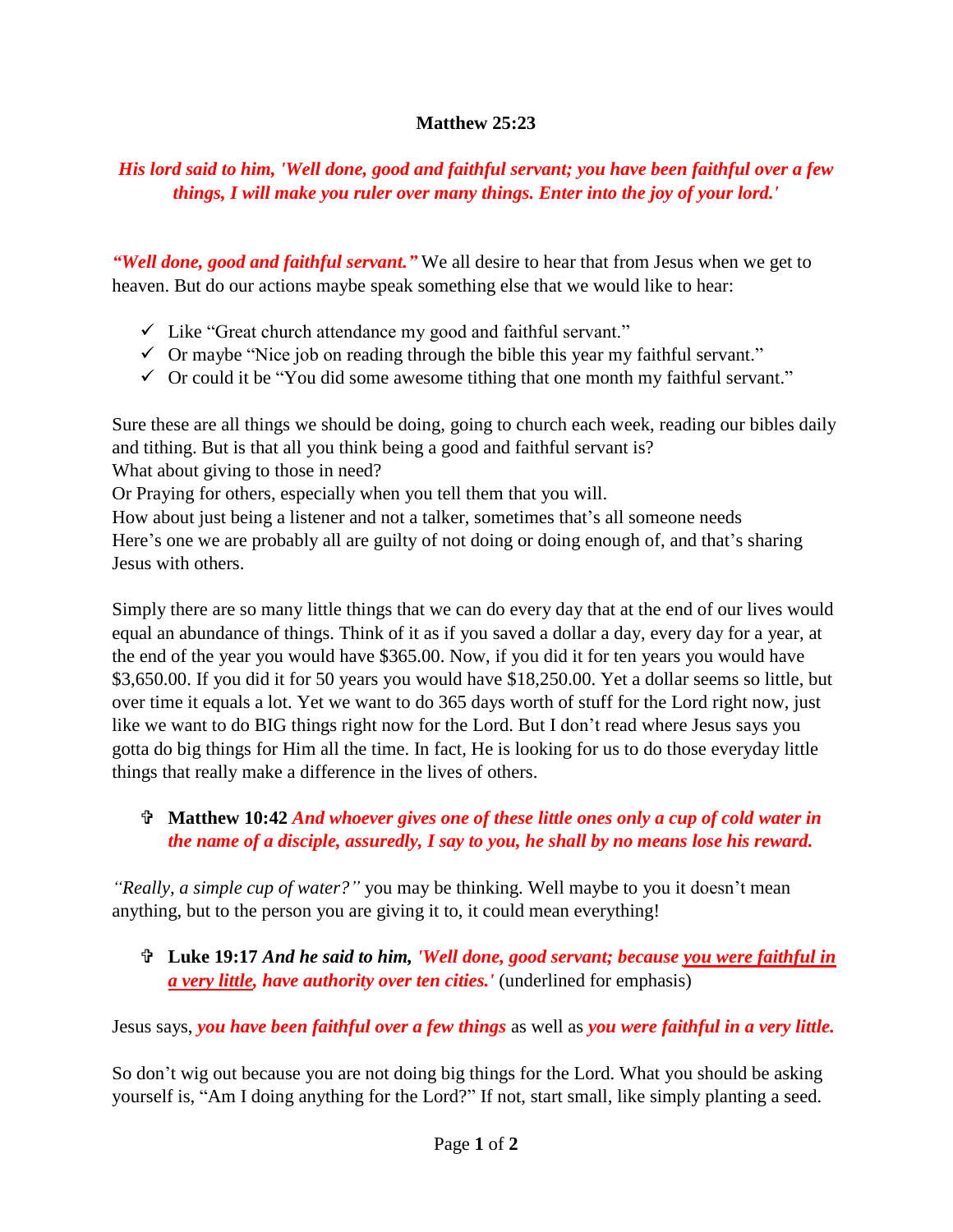**Matthew 25:23**

***His lord said to him, 'Well done, good and faithful servant; you have been faithful over a few things, I will make you ruler over many things. Enter into the joy of your lord.'***

***"Well done, good and faithful servant."*** We all desire to hear that from Jesus when we get to heaven. But do our actions maybe speak something else that we would like to hear:

- ✓ Like "Great church attendance my good and faithful servant."
- ✓ Or maybe "Nice job on reading through the bible this year my faithful servant."
- ✓ Or could it be "You did some awesome tithing that one month my faithful servant."

Sure these are all things we should be doing, going to church each week, reading our bibles daily and tithing. But is that all you think being a good and faithful servant is?
What about giving to those in need?
Or Praying for others, especially when you tell them that you will.
How about just being a listener and not a talker, sometimes that's all someone needs
Here's one we are probably all are guilty of not doing or doing enough of, and that's sharing Jesus with others.

Simply there are so many little things that we can do every day that at the end of our lives would equal an abundance of things. Think of it as if you saved a dollar a day, every day for a year, at the end of the year you would have $365.00. Now, if you did it for ten years you would have $3,650.00. If you did it for 50 years you would have $18,250.00. Yet a dollar seems so little, but over time it equals a lot. Yet we want to do 365 days worth of stuff for the Lord right now, just like we want to do BIG things right now for the Lord. But I don't read where Jesus says you gotta do big things for Him all the time. In fact, He is looking for us to do those everyday little things that really make a difference in the lives of others.

- ✞ **Matthew 10:42** ***And whoever gives one of these little ones only a cup of cold water in the name of a disciple, assuredly, I say to you, he shall by no means lose his reward.***

*"Really, a simple cup of water?"* you may be thinking. Well maybe to you it doesn't mean anything, but to the person you are giving it to, it could mean everything!

- ✞ **Luke 19:17** ***And he said to him,*** ***'Well done, good servant; because <u>you were faithful in a very little</u>, have authority over ten cities.'*** (underlined for emphasis)

Jesus says, ***you have been faithful over a few things*** as well as ***you were faithful in a very little.***

So don't wig out because you are not doing big things for the Lord. What you should be asking yourself is, "Am I doing anything for the Lord?" If not, start small, like simply planting a seed.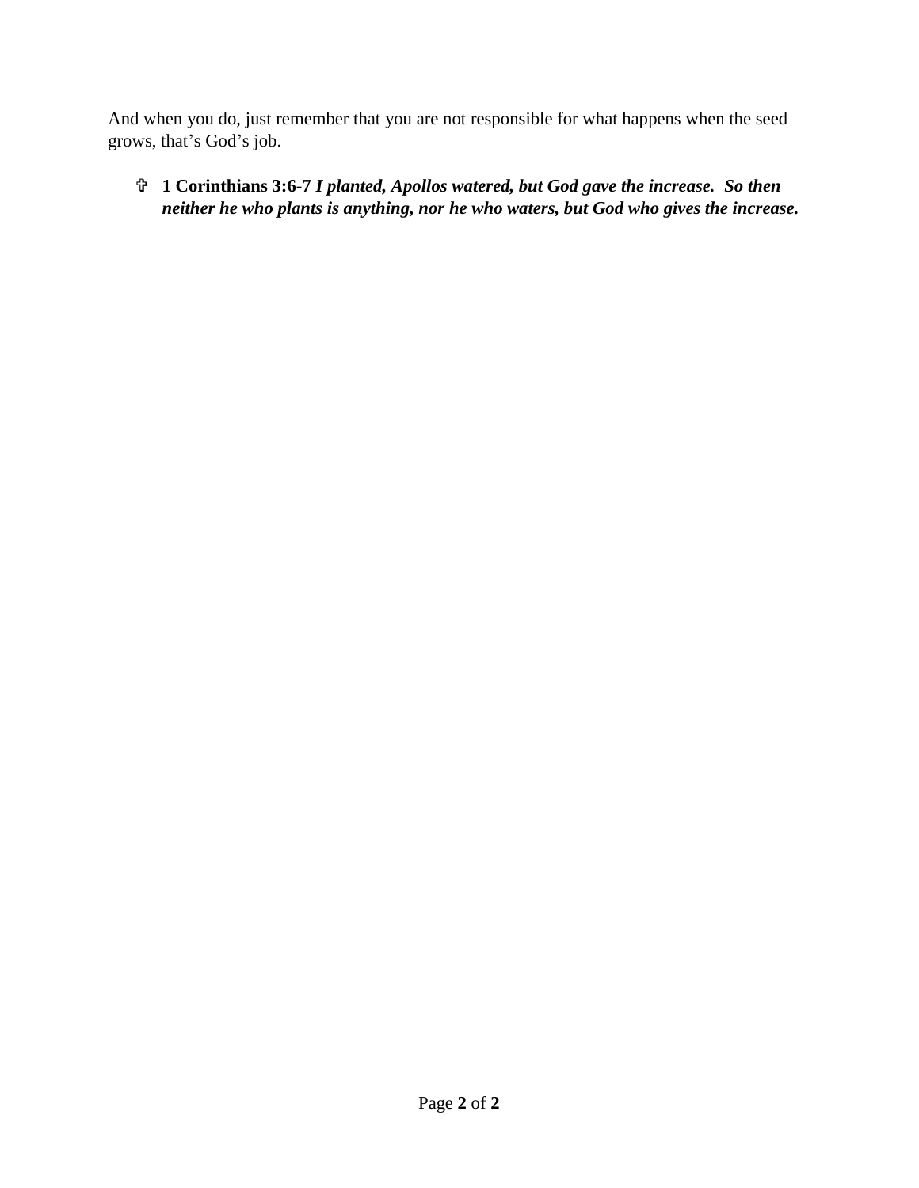And when you do, just remember that you are not responsible for what happens when the seed grows, that's God's job.

- **1 Corinthians 3:6-7** ***I planted, Apollos watered, but God gave the increase. So then neither he who plants is anything, nor he who waters, but God who gives the increase.***